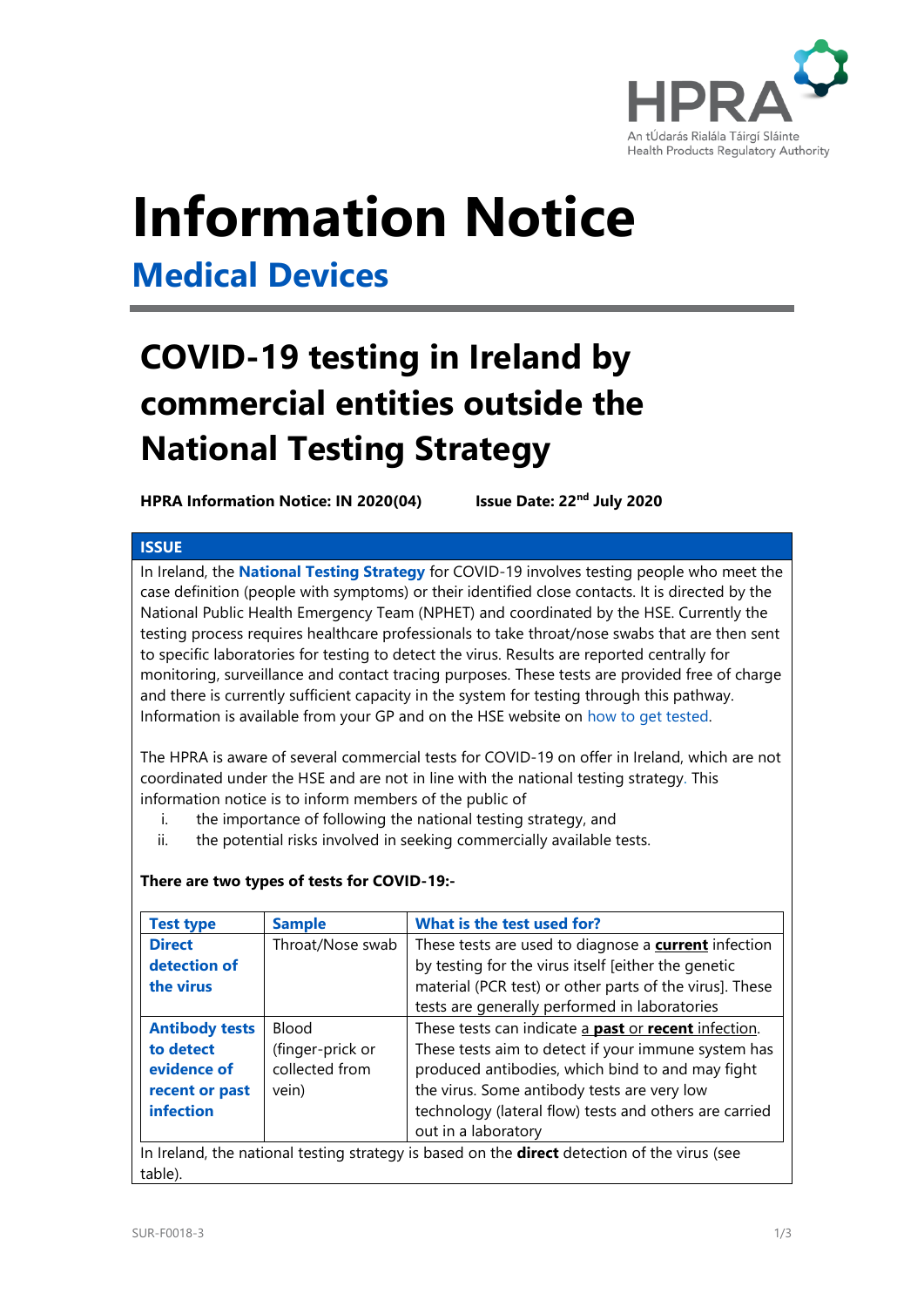# Information Notice

## Medical Devices

# COVID-19 testing in Ireland by commercial entities outside the National Testing Strategy

**HPRA Information Notice: IN 2020(04)** **Issue Date: 22nd July 2020**

### ISSUE

In Ireland, the **National Testing Strategy** for COVID-19 involves testing people who meet the case definition (people with symptoms) or their identified close contacts. It is directed by the National Public Health Emergency Team (NPHET) and coordinated by the HSE. Currently the testing process requires healthcare professionals to take throat/nose swabs that are then sent to specific laboratories for testing to detect the virus. Results are reported centrally for monitoring, surveillance and contact tracing purposes. These tests are provided free of charge and there is currently sufficient capacity in the system for testing through this pathway. Information is available from your GP and on the HSE website on how to get tested.

The HPRA is aware of several commercial tests for COVID-19 on offer in Ireland, which are not coordinated under the HSE and are not in line with the national testing strategy. This information notice is to inform members of the public of

i. the importance of following the national testing strategy, and
ii. the potential risks involved in seeking commercially available tests.

**There are two types of tests for COVID-19:-**

| Test type | Sample | What is the test used for? |
|---|---|---|
| **Direct detection of the virus** | Throat/Nose swab | These tests are used to diagnose a **current** infection by testing for the virus itself [either the genetic material (PCR test) or other parts of the virus]. These tests are generally performed in laboratories |
| **Antibody tests to detect evidence of recent or past infection** | Blood (finger-prick or collected from vein) | These tests can indicate a **past** or **recent** infection. These tests aim to detect if your immune system has produced antibodies, which bind to and may fight the virus. Some antibody tests are very low technology (lateral flow) tests and others are carried out in a laboratory |

In Ireland, the national testing strategy is based on the **direct** detection of the virus (see table).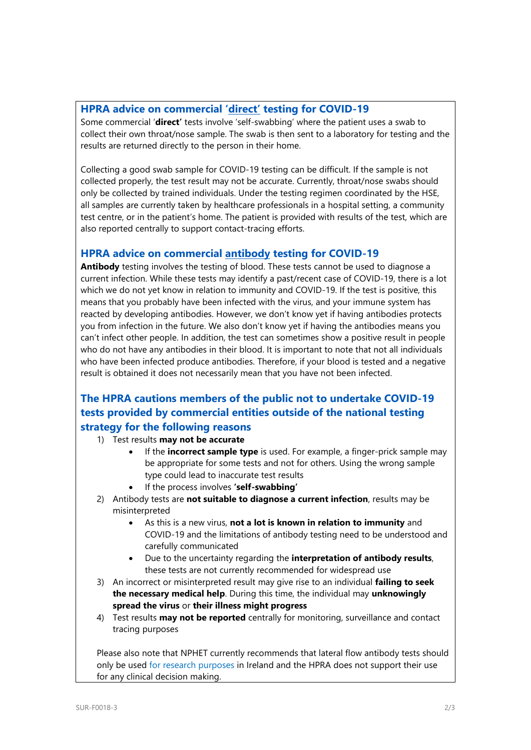## HPRA advice on commercial '**direct**' testing for COVID-19

Some commercial '**direct**' tests involve 'self-swabbing' where the patient uses a swab to collect their own throat/nose sample. The swab is then sent to a laboratory for testing and the results are returned directly to the person in their home.

Collecting a good swab sample for COVID-19 testing can be difficult. If the sample is not collected properly, the test result may not be accurate. Currently, throat/nose swabs should only be collected by trained individuals. Under the testing regimen coordinated by the HSE, all samples are currently taken by healthcare professionals in a hospital setting, a community test centre, or in the patient's home. The patient is provided with results of the test, which are also reported centrally to support contact-tracing efforts.

## HPRA advice on commercial antibody testing for COVID-19

**Antibody** testing involves the testing of blood. These tests cannot be used to diagnose a current infection. While these tests may identify a past/recent case of COVID-19, there is a lot which we do not yet know in relation to immunity and COVID-19. If the test is positive, this means that you probably have been infected with the virus, and your immune system has reacted by developing antibodies. However, we don't know yet if having antibodies protects you from infection in the future. We also don't know yet if having the antibodies means you can't infect other people. In addition, the test can sometimes show a positive result in people who do not have any antibodies in their blood. It is important to note that not all individuals who have been infected produce antibodies. Therefore, if your blood is tested and a negative result is obtained it does not necessarily mean that you have not been infected.

## The HPRA cautions members of the public not to undertake COVID-19 tests provided by commercial entities outside of the national testing strategy for the following reasons

1) Test results **may not be accurate**
   - If the **incorrect sample type** is used. For example, a finger-prick sample may be appropriate for some tests and not for others. Using the wrong sample type could lead to inaccurate test results
   - If the process involves **'self-swabbing'**
2) Antibody tests are **not suitable to diagnose a current infection**, results may be misinterpreted
   - As this is a new virus, **not a lot is known in relation to immunity** and COVID-19 and the limitations of antibody testing need to be understood and carefully communicated
   - Due to the uncertainty regarding the **interpretation of antibody results**, these tests are not currently recommended for widespread use
3) An incorrect or misinterpreted result may give rise to an individual **failing to seek the necessary medical help**. During this time, the individual may **unknowingly spread the virus** or **their illness might progress**
4) Test results **may not be reported** centrally for monitoring, surveillance and contact tracing purposes

Please also note that NPHET currently recommends that lateral flow antibody tests should only be used for research purposes in Ireland and the HPRA does not support their use for any clinical decision making.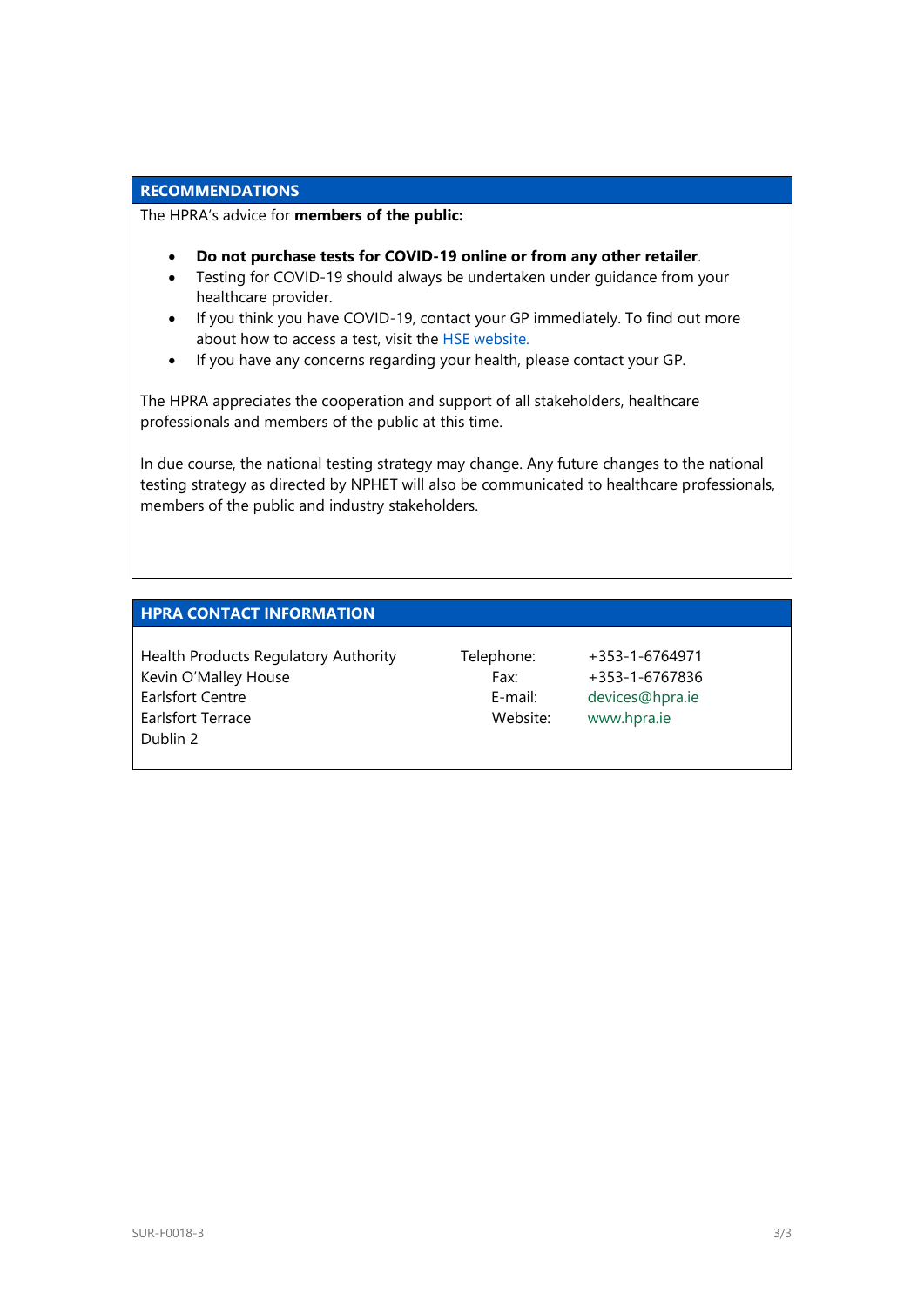## RECOMMENDATIONS

The HPRA's advice for **members of the public:**

- **Do not purchase tests for COVID-19 online or from any other retailer**.
- Testing for COVID-19 should always be undertaken under guidance from your healthcare provider.
- If you think you have COVID-19, contact your GP immediately. To find out more about how to access a test, visit the HSE website.
- If you have any concerns regarding your health, please contact your GP.

The HPRA appreciates the cooperation and support of all stakeholders, healthcare professionals and members of the public at this time.

In due course, the national testing strategy may change. Any future changes to the national testing strategy as directed by NPHET will also be communicated to healthcare professionals, members of the public and industry stakeholders.

## HPRA CONTACT INFORMATION

Health Products Regulatory Authority
Kevin O'Malley House
Earlsfort Centre
Earlsfort Terrace
Dublin 2

| | |
|---|---|
| Telephone: | +353-1-6764971 |
| Fax: | +353-1-6767836 |
| E-mail: | devices@hpra.ie |
| Website: | www.hpra.ie |

SUR-F0018-3